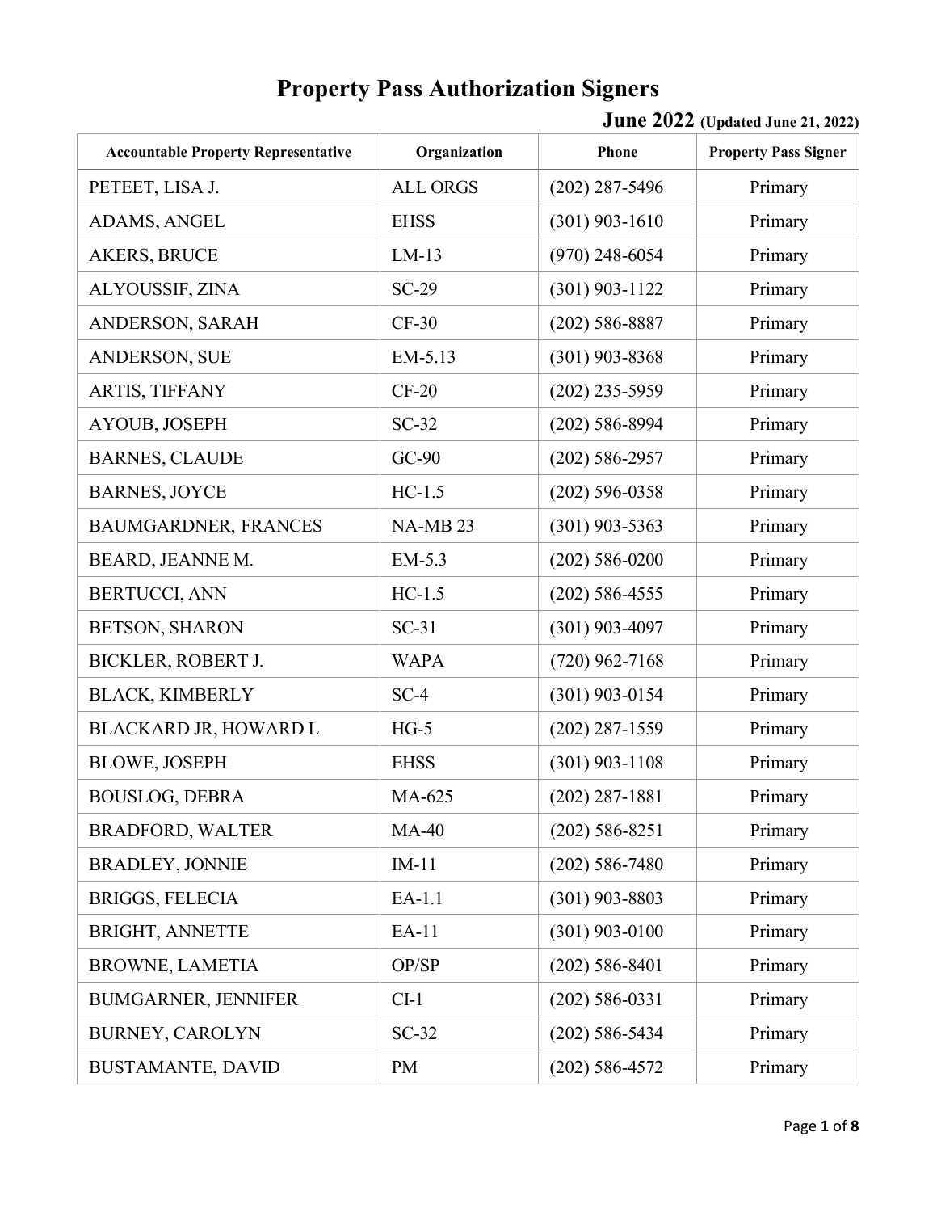# Property Pass Authorization Signers

**June 2022** **(Updated June 21, 2022)**

| Accountable Property Representative | Organization | Phone | Property Pass Signer |
| --- | --- | --- | --- |
| PETEET, LISA J. | ALL ORGS | (202) 287-5496 | Primary |
| ADAMS, ANGEL | EHSS | (301) 903-1610 | Primary |
| AKERS, BRUCE | LM-13 | (970) 248-6054 | Primary |
| ALYOUSSIF, ZINA | SC-29 | (301) 903-1122 | Primary |
| ANDERSON, SARAH | CF-30 | (202) 586-8887 | Primary |
| ANDERSON, SUE | EM-5.13 | (301) 903-8368 | Primary |
| ARTIS, TIFFANY | CF-20 | (202) 235-5959 | Primary |
| AYOUB, JOSEPH | SC-32 | (202) 586-8994 | Primary |
| BARNES, CLAUDE | GC-90 | (202) 586-2957 | Primary |
| BARNES, JOYCE | HC-1.5 | (202) 596-0358 | Primary |
| BAUMGARDNER, FRANCES | NA-MB 23 | (301) 903-5363 | Primary |
| BEARD, JEANNE M. | EM-5.3 | (202) 586-0200 | Primary |
| BERTUCCI, ANN | HC-1.5 | (202) 586-4555 | Primary |
| BETSON, SHARON | SC-31 | (301) 903-4097 | Primary |
| BICKLER, ROBERT J. | WAPA | (720) 962-7168 | Primary |
| BLACK, KIMBERLY | SC-4 | (301) 903-0154 | Primary |
| BLACKARD JR, HOWARD L | HG-5 | (202) 287-1559 | Primary |
| BLOWE, JOSEPH | EHSS | (301) 903-1108 | Primary |
| BOUSLOG, DEBRA | MA-625 | (202) 287-1881 | Primary |
| BRADFORD, WALTER | MA-40 | (202) 586-8251 | Primary |
| BRADLEY, JONNIE | IM-11 | (202) 586-7480 | Primary |
| BRIGGS, FELECIA | EA-1.1 | (301) 903-8803 | Primary |
| BRIGHT, ANNETTE | EA-11 | (301) 903-0100 | Primary |
| BROWNE, LAMETIA | OP/SP | (202) 586-8401 | Primary |
| BUMGARNER, JENNIFER | CI-1 | (202) 586-0331 | Primary |
| BURNEY, CAROLYN | SC-32 | (202) 586-5434 | Primary |
| BUSTAMANTE, DAVID | PM | (202) 586-4572 | Primary |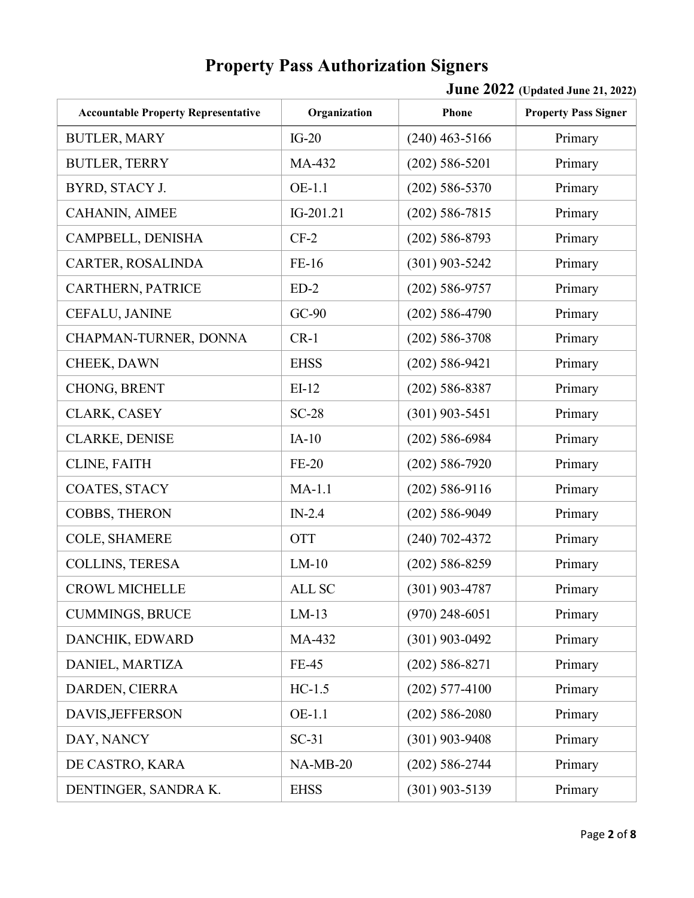# Property Pass Authorization Signers

**June 2022 (Updated June 21, 2022)**

| Accountable Property Representative | Organization | Phone | Property Pass Signer |
|---|---|---|---|
| BUTLER, MARY | IG-20 | (240) 463-5166 | Primary |
| BUTLER, TERRY | MA-432 | (202) 586-5201 | Primary |
| BYRD, STACY J. | OE-1.1 | (202) 586-5370 | Primary |
| CAHANIN, AIMEE | IG-201.21 | (202) 586-7815 | Primary |
| CAMPBELL, DENISHA | CF-2 | (202) 586-8793 | Primary |
| CARTER, ROSALINDA | FE-16 | (301) 903-5242 | Primary |
| CARTHERN, PATRICE | ED-2 | (202) 586-9757 | Primary |
| CEFALU, JANINE | GC-90 | (202) 586-4790 | Primary |
| CHAPMAN-TURNER, DONNA | CR-1 | (202) 586-3708 | Primary |
| CHEEK, DAWN | EHSS | (202) 586-9421 | Primary |
| CHONG, BRENT | EI-12 | (202) 586-8387 | Primary |
| CLARK, CASEY | SC-28 | (301) 903-5451 | Primary |
| CLARKE, DENISE | IA-10 | (202) 586-6984 | Primary |
| CLINE, FAITH | FE-20 | (202) 586-7920 | Primary |
| COATES, STACY | MA-1.1 | (202) 586-9116 | Primary |
| COBBS, THERON | IN-2.4 | (202) 586-9049 | Primary |
| COLE, SHAMERE | OTT | (240) 702-4372 | Primary |
| COLLINS, TERESA | LM-10 | (202) 586-8259 | Primary |
| CROWL MICHELLE | ALL SC | (301) 903-4787 | Primary |
| CUMMINGS, BRUCE | LM-13 | (970) 248-6051 | Primary |
| DANCHIK, EDWARD | MA-432 | (301) 903-0492 | Primary |
| DANIEL, MARTIZA | FE-45 | (202) 586-8271 | Primary |
| DARDEN, CIERRA | HC-1.5 | (202) 577-4100 | Primary |
| DAVIS,JEFFERSON | OE-1.1 | (202) 586-2080 | Primary |
| DAY, NANCY | SC-31 | (301) 903-9408 | Primary |
| DE CASTRO, KARA | NA-MB-20 | (202) 586-2744 | Primary |
| DENTINGER, SANDRA K. | EHSS | (301) 903-5139 | Primary |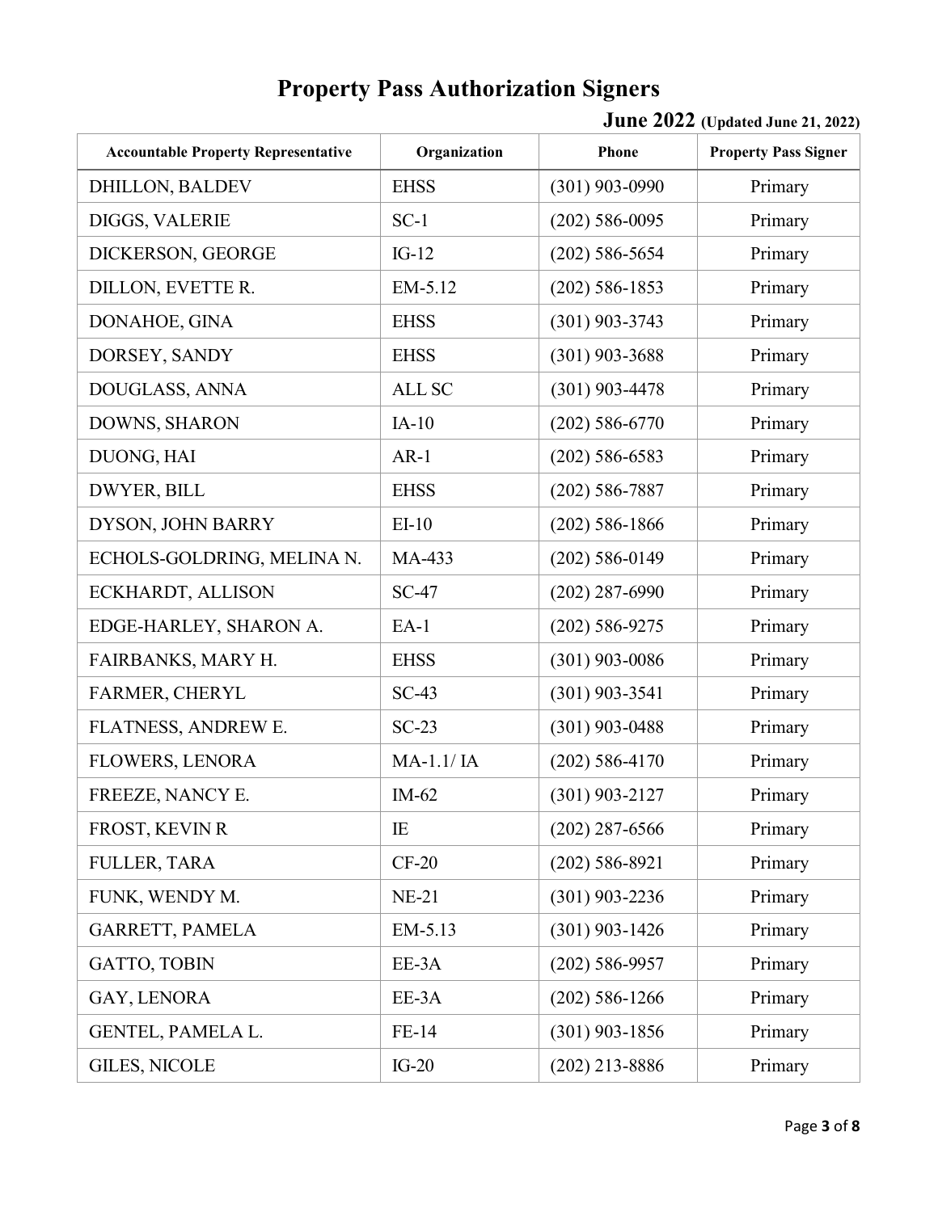# Property Pass Authorization Signers

**June 2022** **(Updated June 21, 2022)**

| Accountable Property Representative | Organization | Phone | Property Pass Signer |
|---|---|---|---|
| DHILLON, BALDEV | EHSS | (301) 903-0990 | Primary |
| DIGGS, VALERIE | SC-1 | (202) 586-0095 | Primary |
| DICKERSON, GEORGE | IG-12 | (202) 586-5654 | Primary |
| DILLON, EVETTE R. | EM-5.12 | (202) 586-1853 | Primary |
| DONAHOE, GINA | EHSS | (301) 903-3743 | Primary |
| DORSEY, SANDY | EHSS | (301) 903-3688 | Primary |
| DOUGLASS, ANNA | ALL SC | (301) 903-4478 | Primary |
| DOWNS, SHARON | IA-10 | (202) 586-6770 | Primary |
| DUONG, HAI | AR-1 | (202) 586-6583 | Primary |
| DWYER, BILL | EHSS | (202) 586-7887 | Primary |
| DYSON, JOHN BARRY | EI-10 | (202) 586-1866 | Primary |
| ECHOLS-GOLDRING, MELINA N. | MA-433 | (202) 586-0149 | Primary |
| ECKHARDT, ALLISON | SC-47 | (202) 287-6990 | Primary |
| EDGE-HARLEY, SHARON A. | EA-1 | (202) 586-9275 | Primary |
| FAIRBANKS, MARY H. | EHSS | (301) 903-0086 | Primary |
| FARMER, CHERYL | SC-43 | (301) 903-3541 | Primary |
| FLATNESS, ANDREW E. | SC-23 | (301) 903-0488 | Primary |
| FLOWERS, LENORA | MA-1.1/ IA | (202) 586-4170 | Primary |
| FREEZE, NANCY E. | IM-62 | (301) 903-2127 | Primary |
| FROST, KEVIN R | IE | (202) 287-6566 | Primary |
| FULLER, TARA | CF-20 | (202) 586-8921 | Primary |
| FUNK, WENDY M. | NE-21 | (301) 903-2236 | Primary |
| GARRETT, PAMELA | EM-5.13 | (301) 903-1426 | Primary |
| GATTO, TOBIN | EE-3A | (202) 586-9957 | Primary |
| GAY, LENORA | EE-3A | (202) 586-1266 | Primary |
| GENTEL, PAMELA L. | FE-14 | (301) 903-1856 | Primary |
| GILES, NICOLE | IG-20 | (202) 213-8886 | Primary |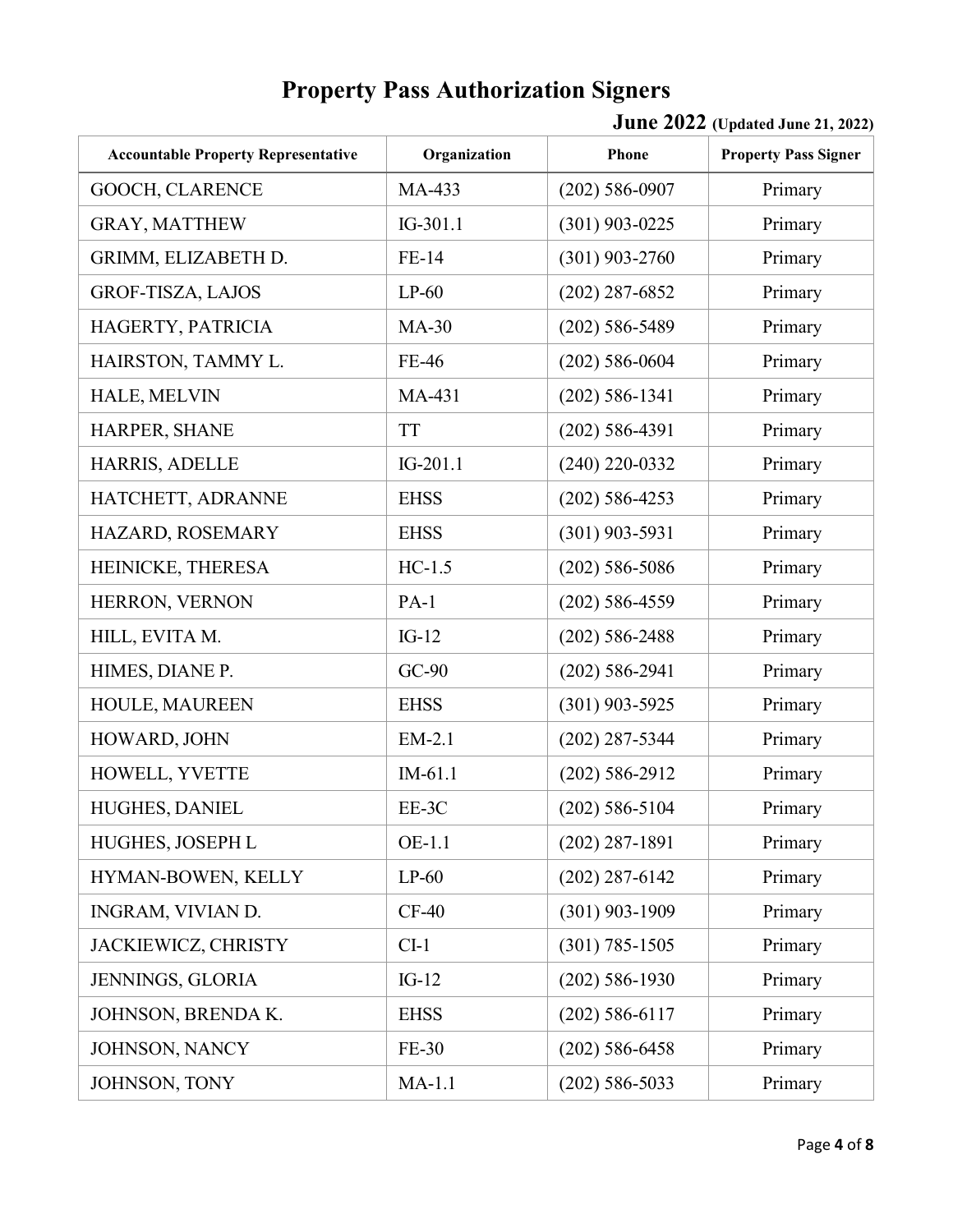# Property Pass Authorization Signers

**June 2022** **(Updated June 21, 2022)**

| Accountable Property Representative | Organization | Phone | Property Pass Signer |
|---|---|---|---|
| GOOCH, CLARENCE | MA-433 | (202) 586-0907 | Primary |
| GRAY, MATTHEW | IG-301.1 | (301) 903-0225 | Primary |
| GRIMM, ELIZABETH D. | FE-14 | (301) 903-2760 | Primary |
| GROF-TISZA, LAJOS | LP-60 | (202) 287-6852 | Primary |
| HAGERTY, PATRICIA | MA-30 | (202) 586-5489 | Primary |
| HAIRSTON, TAMMY L. | FE-46 | (202) 586-0604 | Primary |
| HALE, MELVIN | MA-431 | (202) 586-1341 | Primary |
| HARPER, SHANE | TT | (202) 586-4391 | Primary |
| HARRIS, ADELLE | IG-201.1 | (240) 220-0332 | Primary |
| HATCHETT, ADRANNE | EHSS | (202) 586-4253 | Primary |
| HAZARD, ROSEMARY | EHSS | (301) 903-5931 | Primary |
| HEINICKE, THERESA | HC-1.5 | (202) 586-5086 | Primary |
| HERRON, VERNON | PA-1 | (202) 586-4559 | Primary |
| HILL, EVITA M. | IG-12 | (202) 586-2488 | Primary |
| HIMES, DIANE P. | GC-90 | (202) 586-2941 | Primary |
| HOULE, MAUREEN | EHSS | (301) 903-5925 | Primary |
| HOWARD, JOHN | EM-2.1 | (202) 287-5344 | Primary |
| HOWELL, YVETTE | IM-61.1 | (202) 586-2912 | Primary |
| HUGHES, DANIEL | EE-3C | (202) 586-5104 | Primary |
| HUGHES, JOSEPH L | OE-1.1 | (202) 287-1891 | Primary |
| HYMAN-BOWEN, KELLY | LP-60 | (202) 287-6142 | Primary |
| INGRAM, VIVIAN D. | CF-40 | (301) 903-1909 | Primary |
| JACKIEWICZ, CHRISTY | CI-1 | (301) 785-1505 | Primary |
| JENNINGS, GLORIA | IG-12 | (202) 586-1930 | Primary |
| JOHNSON, BRENDA K. | EHSS | (202) 586-6117 | Primary |
| JOHNSON, NANCY | FE-30 | (202) 586-6458 | Primary |
| JOHNSON, TONY | MA-1.1 | (202) 586-5033 | Primary |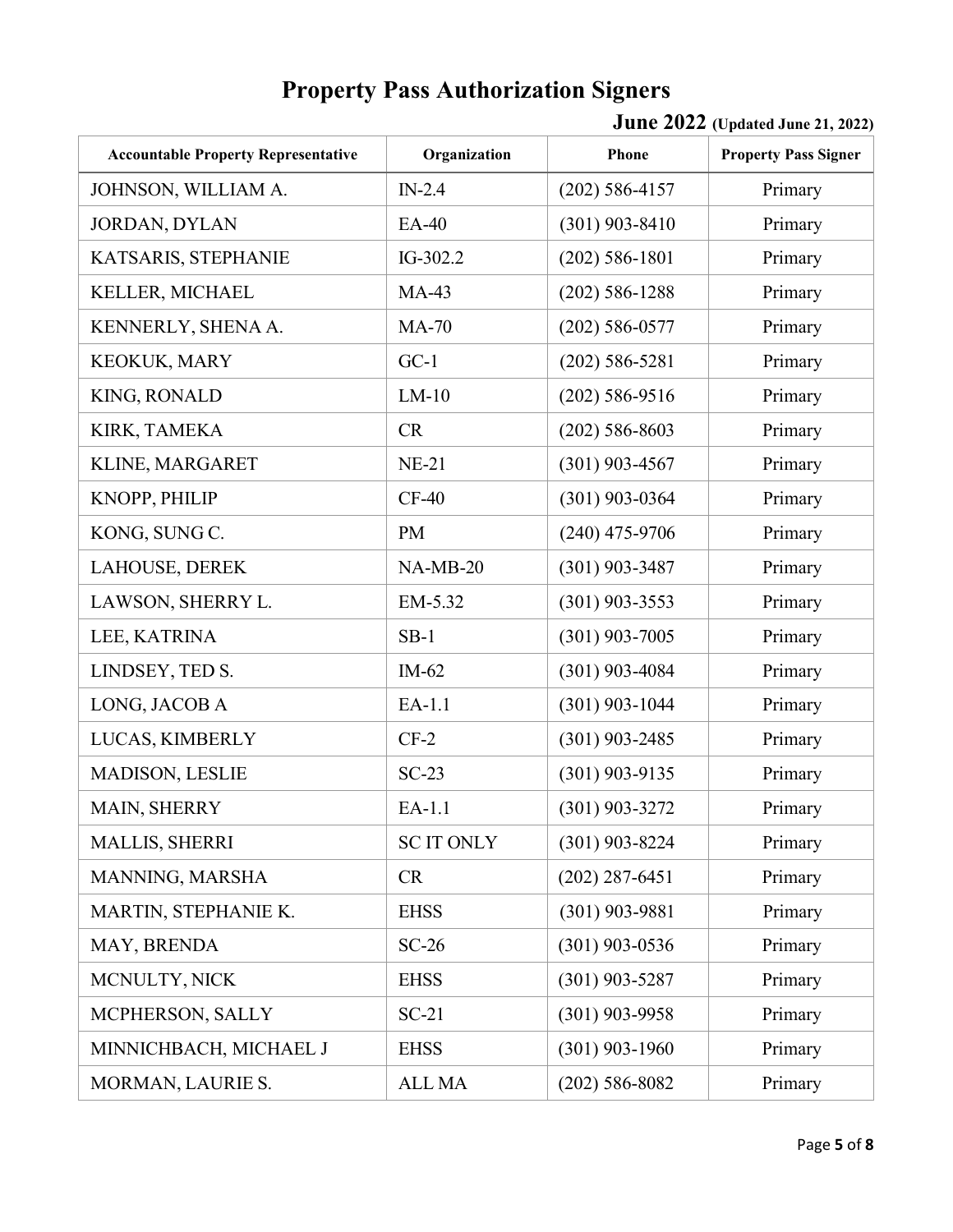# Property Pass Authorization Signers

**June 2022 (Updated June 21, 2022)**

| Accountable Property Representative | Organization | Phone | Property Pass Signer |
|---|---|---|---|
| JOHNSON, WILLIAM A. | IN-2.4 | (202) 586-4157 | Primary |
| JORDAN, DYLAN | EA-40 | (301) 903-8410 | Primary |
| KATSARIS, STEPHANIE | IG-302.2 | (202) 586-1801 | Primary |
| KELLER, MICHAEL | MA-43 | (202) 586-1288 | Primary |
| KENNERLY, SHENA A. | MA-70 | (202) 586-0577 | Primary |
| KEOKUK, MARY | GC-1 | (202) 586-5281 | Primary |
| KING, RONALD | LM-10 | (202) 586-9516 | Primary |
| KIRK, TAMEKA | CR | (202) 586-8603 | Primary |
| KLINE, MARGARET | NE-21 | (301) 903-4567 | Primary |
| KNOPP, PHILIP | CF-40 | (301) 903-0364 | Primary |
| KONG, SUNG C. | PM | (240) 475-9706 | Primary |
| LAHOUSE, DEREK | NA-MB-20 | (301) 903-3487 | Primary |
| LAWSON, SHERRY L. | EM-5.32 | (301) 903-3553 | Primary |
| LEE, KATRINA | SB-1 | (301) 903-7005 | Primary |
| LINDSEY, TED S. | IM-62 | (301) 903-4084 | Primary |
| LONG, JACOB A | EA-1.1 | (301) 903-1044 | Primary |
| LUCAS, KIMBERLY | CF-2 | (301) 903-2485 | Primary |
| MADISON, LESLIE | SC-23 | (301) 903-9135 | Primary |
| MAIN, SHERRY | EA-1.1 | (301) 903-3272 | Primary |
| MALLIS, SHERRI | SC IT ONLY | (301) 903-8224 | Primary |
| MANNING, MARSHA | CR | (202) 287-6451 | Primary |
| MARTIN, STEPHANIE K. | EHSS | (301) 903-9881 | Primary |
| MAY, BRENDA | SC-26 | (301) 903-0536 | Primary |
| MCNULTY, NICK | EHSS | (301) 903-5287 | Primary |
| MCPHERSON, SALLY | SC-21 | (301) 903-9958 | Primary |
| MINNICHBACH, MICHAEL J | EHSS | (301) 903-1960 | Primary |
| MORMAN, LAURIE S. | ALL MA | (202) 586-8082 | Primary |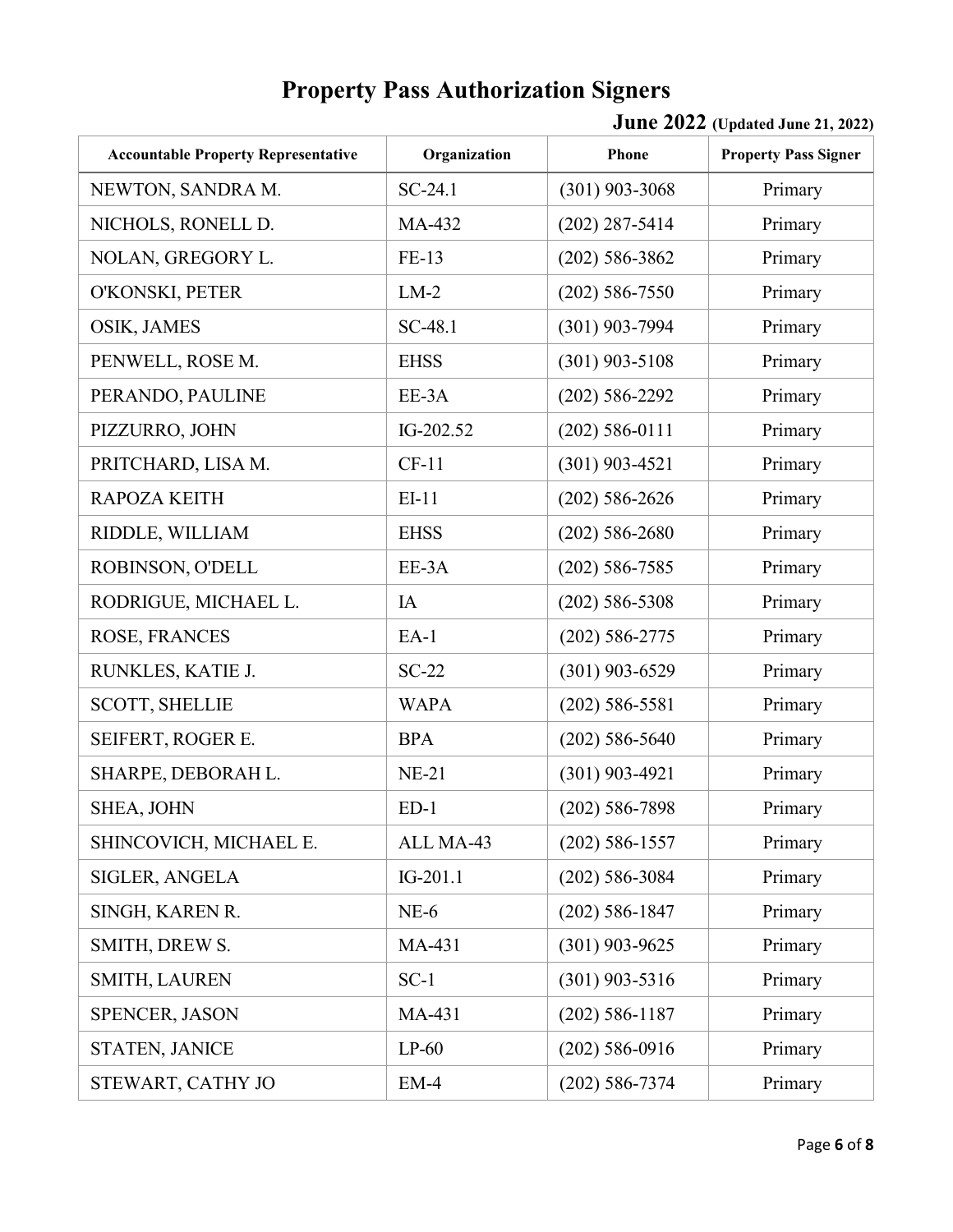# Property Pass Authorization Signers

**June 2022** (Updated June 21, 2022)

| Accountable Property Representative | Organization | Phone | Property Pass Signer |
|---|---|---|---|
| NEWTON, SANDRA M. | SC-24.1 | (301) 903-3068 | Primary |
| NICHOLS, RONELL D. | MA-432 | (202) 287-5414 | Primary |
| NOLAN, GREGORY L. | FE-13 | (202) 586-3862 | Primary |
| O'KONSKI, PETER | LM-2 | (202) 586-7550 | Primary |
| OSIK, JAMES | SC-48.1 | (301) 903-7994 | Primary |
| PENWELL, ROSE M. | EHSS | (301) 903-5108 | Primary |
| PERANDO, PAULINE | EE-3A | (202) 586-2292 | Primary |
| PIZZURRO, JOHN | IG-202.52 | (202) 586-0111 | Primary |
| PRITCHARD, LISA M. | CF-11 | (301) 903-4521 | Primary |
| RAPOZA KEITH | EI-11 | (202) 586-2626 | Primary |
| RIDDLE, WILLIAM | EHSS | (202) 586-2680 | Primary |
| ROBINSON, O'DELL | EE-3A | (202) 586-7585 | Primary |
| RODRIGUE, MICHAEL L. | IA | (202) 586-5308 | Primary |
| ROSE, FRANCES | EA-1 | (202) 586-2775 | Primary |
| RUNKLES, KATIE J. | SC-22 | (301) 903-6529 | Primary |
| SCOTT, SHELLIE | WAPA | (202) 586-5581 | Primary |
| SEIFERT, ROGER E. | BPA | (202) 586-5640 | Primary |
| SHARPE, DEBORAH L. | NE-21 | (301) 903-4921 | Primary |
| SHEA, JOHN | ED-1 | (202) 586-7898 | Primary |
| SHINCOVICH, MICHAEL E. | ALL MA-43 | (202) 586-1557 | Primary |
| SIGLER, ANGELA | IG-201.1 | (202) 586-3084 | Primary |
| SINGH, KAREN R. | NE-6 | (202) 586-1847 | Primary |
| SMITH, DREW S. | MA-431 | (301) 903-9625 | Primary |
| SMITH, LAUREN | SC-1 | (301) 903-5316 | Primary |
| SPENCER, JASON | MA-431 | (202) 586-1187 | Primary |
| STATEN, JANICE | LP-60 | (202) 586-0916 | Primary |
| STEWART, CATHY JO | EM-4 | (202) 586-7374 | Primary |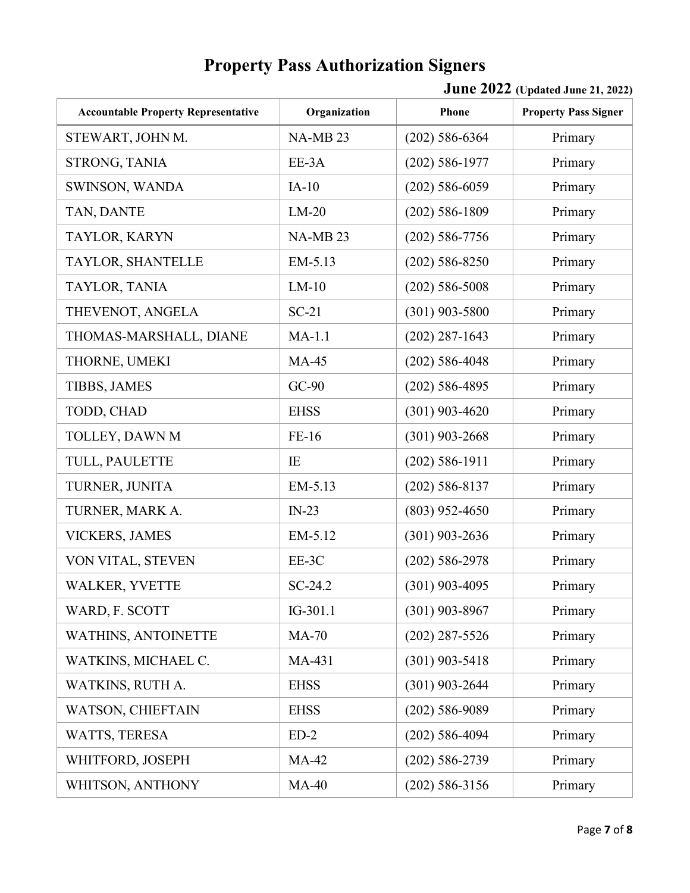# Property Pass Authorization Signers

**June 2022** **(Updated June 21, 2022)**

| Accountable Property Representative | Organization | Phone | Property Pass Signer |
|---|---|---|---|
| STEWART, JOHN M. | NA-MB 23 | (202) 586-6364 | Primary |
| STRONG, TANIA | EE-3A | (202) 586-1977 | Primary |
| SWINSON, WANDA | IA-10 | (202) 586-6059 | Primary |
| TAN, DANTE | LM-20 | (202) 586-1809 | Primary |
| TAYLOR, KARYN | NA-MB 23 | (202) 586-7756 | Primary |
| TAYLOR, SHANTELLE | EM-5.13 | (202) 586-8250 | Primary |
| TAYLOR, TANIA | LM-10 | (202) 586-5008 | Primary |
| THEVENOT, ANGELA | SC-21 | (301) 903-5800 | Primary |
| THOMAS-MARSHALL, DIANE | MA-1.1 | (202) 287-1643 | Primary |
| THORNE, UMEKI | MA-45 | (202) 586-4048 | Primary |
| TIBBS, JAMES | GC-90 | (202) 586-4895 | Primary |
| TODD, CHAD | EHSS | (301) 903-4620 | Primary |
| TOLLEY, DAWN M | FE-16 | (301) 903-2668 | Primary |
| TULL, PAULETTE | IE | (202) 586-1911 | Primary |
| TURNER, JUNITA | EM-5.13 | (202) 586-8137 | Primary |
| TURNER, MARK A. | IN-23 | (803) 952-4650 | Primary |
| VICKERS, JAMES | EM-5.12 | (301) 903-2636 | Primary |
| VON VITAL, STEVEN | EE-3C | (202) 586-2978 | Primary |
| WALKER, YVETTE | SC-24.2 | (301) 903-4095 | Primary |
| WARD, F. SCOTT | IG-301.1 | (301) 903-8967 | Primary |
| WATHINS, ANTOINETTE | MA-70 | (202) 287-5526 | Primary |
| WATKINS, MICHAEL C. | MA-431 | (301) 903-5418 | Primary |
| WATKINS, RUTH A. | EHSS | (301) 903-2644 | Primary |
| WATSON, CHIEFTAIN | EHSS | (202) 586-9089 | Primary |
| WATTS, TERESA | ED-2 | (202) 586-4094 | Primary |
| WHITFORD, JOSEPH | MA-42 | (202) 586-2739 | Primary |
| WHITSON, ANTHONY | MA-40 | (202) 586-3156 | Primary |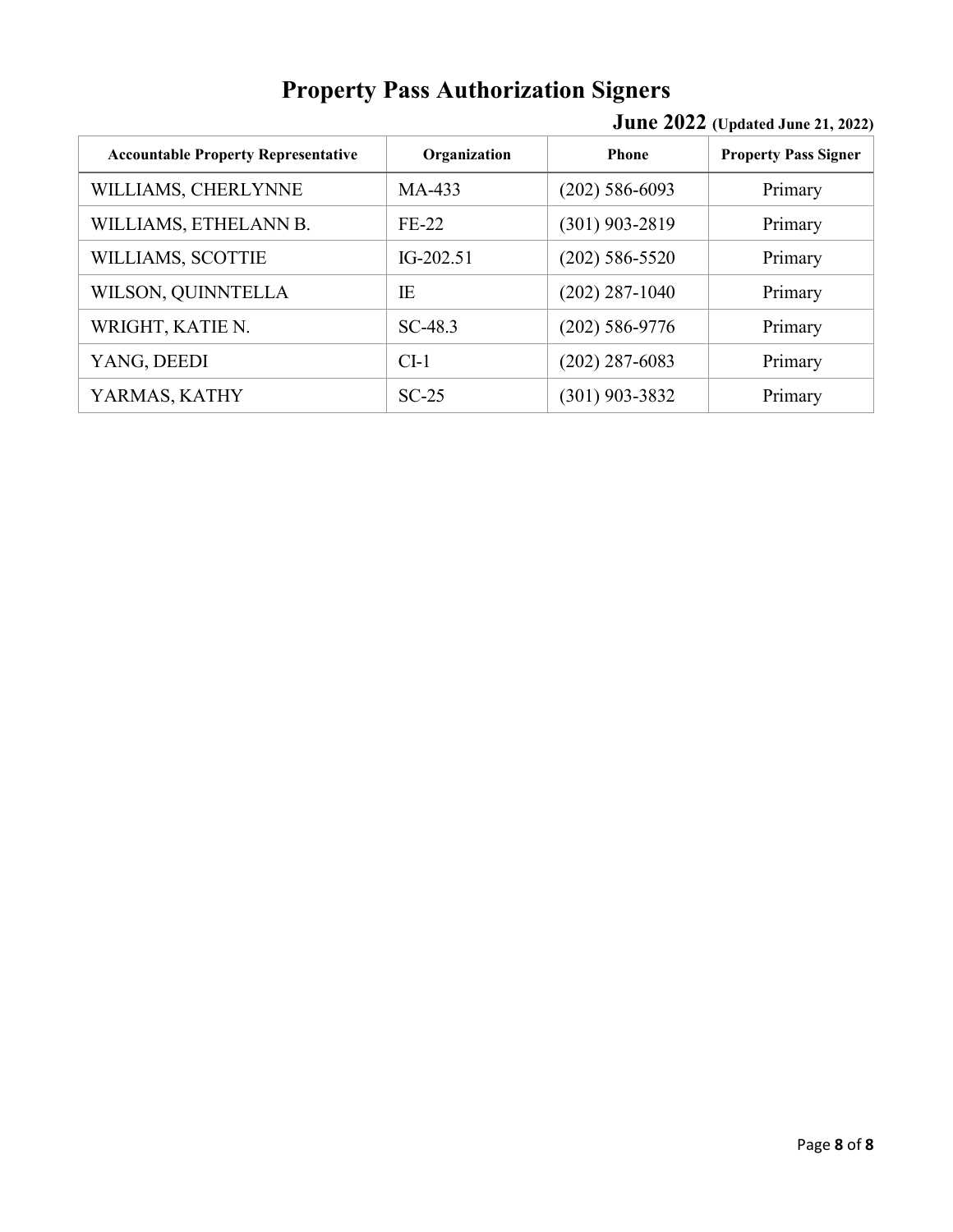# Property Pass Authorization Signers

**June 2022** **(Updated June 21, 2022)**

| Accountable Property Representative | Organization | Phone | Property Pass Signer |
|---|---|---|---|
| WILLIAMS, CHERLYNNE | MA-433 | (202) 586-6093 | Primary |
| WILLIAMS, ETHELANN B. | FE-22 | (301) 903-2819 | Primary |
| WILLIAMS, SCOTTIE | IG-202.51 | (202) 586-5520 | Primary |
| WILSON, QUINNTELLA | IE | (202) 287-1040 | Primary |
| WRIGHT, KATIE N. | SC-48.3 | (202) 586-9776 | Primary |
| YANG, DEEDI | CI-1 | (202) 287-6083 | Primary |
| YARMAS, KATHY | SC-25 | (301) 903-3832 | Primary |